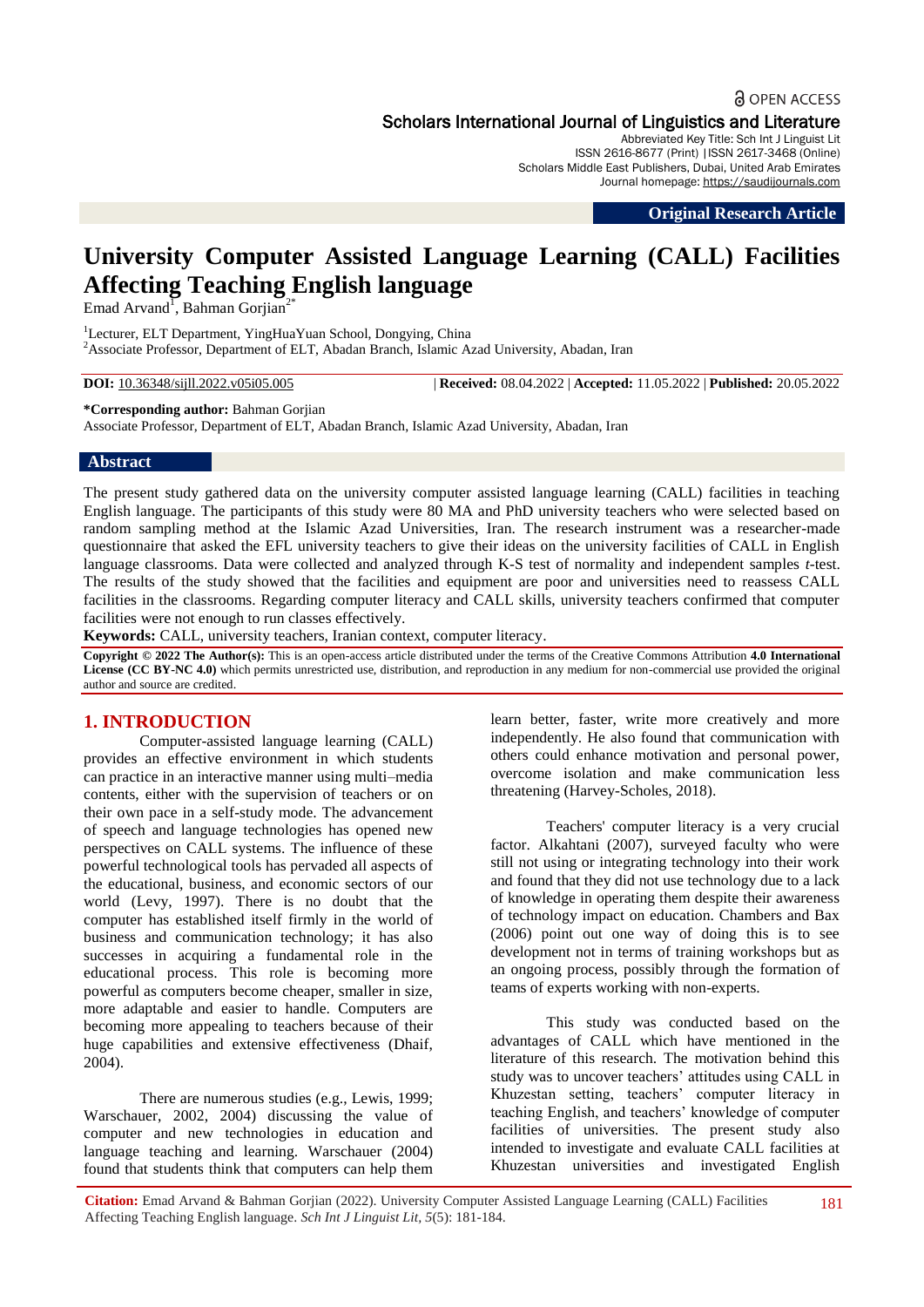Original Research Article

# University Computer Assisted Language Learning (CALL) Facilities Affecting Teaching English language

Emad Arvand[1], Bahman Gorjian[2*]

[1]Lecturer, ELT Department, YingHuaYuan School, Dongying, China
[2]Associate Professor, Department of ELT, Abadan Branch, Islamic Azad University, Abadan, Iran

**DOI:** 10.36348/sijll.2022.v05i05.005 | **Received:** 08.04.2022 | **Accepted:** 11.05.2022 | **Published:** 20.05.2022

**\*Corresponding author:** Bahman Gorjian
Associate Professor, Department of ELT, Abadan Branch, Islamic Azad University, Abadan, Iran

## Abstract

The present study gathered data on the university computer assisted language learning (CALL) facilities in teaching English language. The participants of this study were 80 MA and PhD university teachers who were selected based on random sampling method at the Islamic Azad Universities, Iran. The research instrument was a researcher-made questionnaire that asked the EFL university teachers to give their ideas on the university facilities of CALL in English language classrooms. Data were collected and analyzed through K-S test of normality and independent samples *t*-test. The results of the study showed that the facilities and equipment are poor and universities need to reassess CALL facilities in the classrooms. Regarding computer literacy and CALL skills, university teachers confirmed that computer facilities were not enough to run classes effectively.

**Keywords:** CALL, university teachers, Iranian context, computer literacy.

**Copyright © 2022 The Author(s):** This is an open-access article distributed under the terms of the Creative Commons Attribution **4.0 International License (CC BY-NC 4.0)** which permits unrestricted use, distribution, and reproduction in any medium for non-commercial use provided the original author and source are credited.

## 1. INTRODUCTION

Computer-assisted language learning (CALL) provides an effective environment in which students can practice in an interactive manner using multi–media contents, either with the supervision of teachers or on their own pace in a self-study mode. The advancement of speech and language technologies has opened new perspectives on CALL systems. The influence of these powerful technological tools has pervaded all aspects of the educational, business, and economic sectors of our world (Levy, 1997). There is no doubt that the computer has established itself firmly in the world of business and communication technology; it has also successes in acquiring a fundamental role in the educational process. This role is becoming more powerful as computers become cheaper, smaller in size, more adaptable and easier to handle. Computers are becoming more appealing to teachers because of their huge capabilities and extensive effectiveness (Dhaif, 2004).

There are numerous studies (e.g., Lewis, 1999; Warschauer, 2002, 2004) discussing the value of computer and new technologies in education and language teaching and learning. Warschauer (2004) found that students think that computers can help them learn better, faster, write more creatively and more independently. He also found that communication with others could enhance motivation and personal power, overcome isolation and make communication less threatening (Harvey-Scholes, 2018).

Teachers' computer literacy is a very crucial factor. Alkahtani (2007), surveyed faculty who were still not using or integrating technology into their work and found that they did not use technology due to a lack of knowledge in operating them despite their awareness of technology impact on education. Chambers and Bax (2006) point out one way of doing this is to see development not in terms of training workshops but as an ongoing process, possibly through the formation of teams of experts working with non-experts.

This study was conducted based on the advantages of CALL which have mentioned in the literature of this research. The motivation behind this study was to uncover teachers' attitudes using CALL in Khuzestan setting, teachers' computer literacy in teaching English, and teachers' knowledge of computer facilities of universities. The present study also intended to investigate and evaluate CALL facilities at Khuzestan universities and investigated English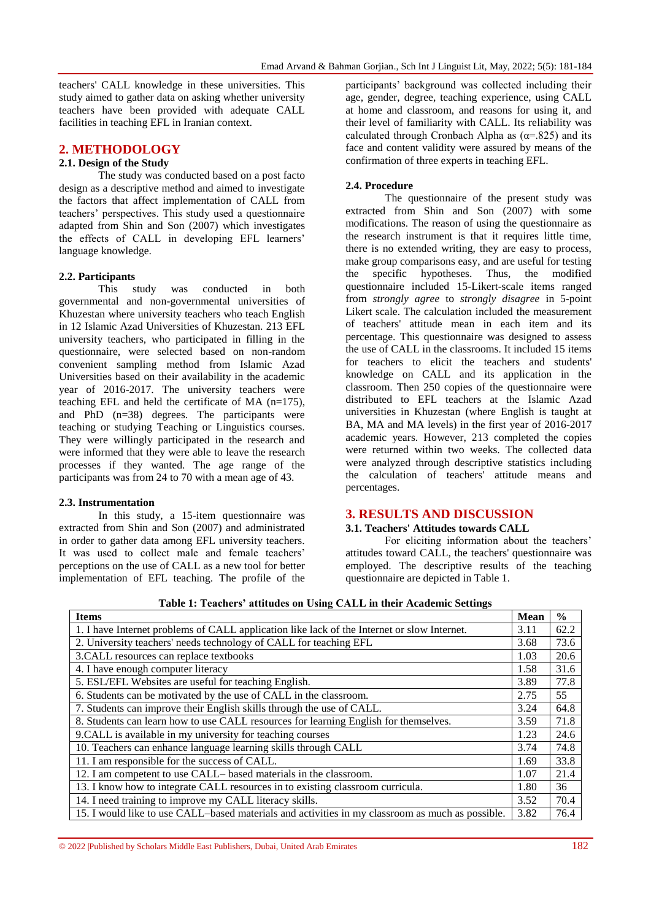teachers' CALL knowledge in these universities. This study aimed to gather data on asking whether university teachers have been provided with adequate CALL facilities in teaching EFL in Iranian context.

## 2. METHODOLOGY

### 2.1. Design of the Study

The study was conducted based on a post facto design as a descriptive method and aimed to investigate the factors that affect implementation of CALL from teachers' perspectives. This study used a questionnaire adapted from Shin and Son (2007) which investigates the effects of CALL in developing EFL learners' language knowledge.

### 2.2. Participants

This study was conducted in both governmental and non-governmental universities of Khuzestan where university teachers who teach English in 12 Islamic Azad Universities of Khuzestan. 213 EFL university teachers, who participated in filling in the questionnaire, were selected based on non-random convenient sampling method from Islamic Azad Universities based on their availability in the academic year of 2016-2017. The university teachers were teaching EFL and held the certificate of MA (n=175), and PhD (n=38) degrees. The participants were teaching or studying Teaching or Linguistics courses. They were willingly participated in the research and were informed that they were able to leave the research processes if they wanted. The age range of the participants was from 24 to 70 with a mean age of 43.

### 2.3. Instrumentation

In this study, a 15-item questionnaire was extracted from Shin and Son (2007) and administrated in order to gather data among EFL university teachers. It was used to collect male and female teachers' perceptions on the use of CALL as a new tool for better implementation of EFL teaching. The profile of the participants' background was collected including their age, gender, degree, teaching experience, using CALL at home and classroom, and reasons for using it, and their level of familiarity with CALL. Its reliability was calculated through Cronbach Alpha as ($\alpha$=.825) and its face and content validity were assured by means of the confirmation of three experts in teaching EFL.

### 2.4. Procedure

The questionnaire of the present study was extracted from Shin and Son (2007) with some modifications. The reason of using the questionnaire as the research instrument is that it requires little time, there is no extended writing, they are easy to process, make group comparisons easy, and are useful for testing the specific hypotheses. Thus, the modified questionnaire included 15-Likert-scale items ranged from *strongly agree* to *strongly disagree* in 5-point Likert scale. The calculation included the measurement of teachers' attitude mean in each item and its percentage. This questionnaire was designed to assess the use of CALL in the classrooms. It included 15 items for teachers to elicit the teachers and students' knowledge on CALL and its application in the classroom. Then 250 copies of the questionnaire were distributed to EFL teachers at the Islamic Azad universities in Khuzestan (where English is taught at BA, MA and MA levels) in the first year of 2016-2017 academic years. However, 213 completed the copies were returned within two weeks. The collected data were analyzed through descriptive statistics including the calculation of teachers' attitude means and percentages.

## 3. RESULTS AND DISCUSSION

### 3.1. Teachers' Attitudes towards CALL

For eliciting information about the teachers' attitudes toward CALL, the teachers' questionnaire was employed. The descriptive results of the teaching questionnaire are depicted in Table 1.

**Table 1: Teachers' attitudes on Using CALL in their Academic Settings**

| Items | Mean | % |
|---|---|---|
| 1. I have Internet problems of CALL application like lack of the Internet or slow Internet. | 3.11 | 62.2 |
| 2. University teachers' needs technology of CALL for teaching EFL | 3.68 | 73.6 |
| 3.CALL resources can replace textbooks | 1.03 | 20.6 |
| 4. I have enough computer literacy | 1.58 | 31.6 |
| 5. ESL/EFL Websites are useful for teaching English. | 3.89 | 77.8 |
| 6. Students can be motivated by the use of CALL in the classroom. | 2.75 | 55 |
| 7. Students can improve their English skills through the use of CALL. | 3.24 | 64.8 |
| 8. Students can learn how to use CALL resources for learning English for themselves. | 3.59 | 71.8 |
| 9.CALL is available in my university for teaching courses | 1.23 | 24.6 |
| 10. Teachers can enhance language learning skills through CALL | 3.74 | 74.8 |
| 11. I am responsible for the success of CALL. | 1.69 | 33.8 |
| 12. I am competent to use CALL– based materials in the classroom. | 1.07 | 21.4 |
| 13. I know how to integrate CALL resources in to existing classroom curricula. | 1.80 | 36 |
| 14. I need training to improve my CALL literacy skills. | 3.52 | 70.4 |
| 15. I would like to use CALL–based materials and activities in my classroom as much as possible. | 3.82 | 76.4 |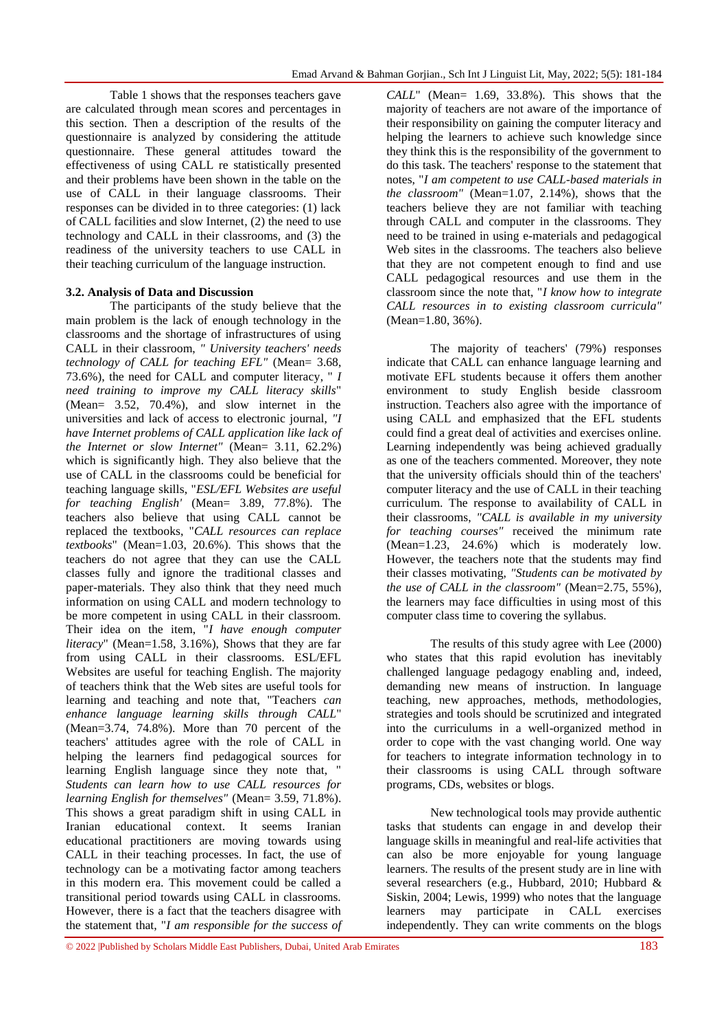Table 1 shows that the responses teachers gave are calculated through mean scores and percentages in this section. Then a description of the results of the questionnaire is analyzed by considering the attitude questionnaire. These general attitudes toward the effectiveness of using CALL re statistically presented and their problems have been shown in the table on the use of CALL in their language classrooms. Their responses can be divided in to three categories: (1) lack of CALL facilities and slow Internet, (2) the need to use technology and CALL in their classrooms, and (3) the readiness of the university teachers to use CALL in their teaching curriculum of the language instruction.

### 3.2. Analysis of Data and Discussion

The participants of the study believe that the main problem is the lack of enough technology in the classrooms and the shortage of infrastructures of using CALL in their classroom, *" University teachers' needs technology of CALL for teaching EFL"* (Mean= 3.68, 73.6%), the need for CALL and computer literacy, " *I need training to improve my CALL literacy skills*" (Mean= 3.52, 70.4%), and slow internet in the universities and lack of access to electronic journal, *"I have Internet problems of CALL application like lack of the Internet or slow Internet"* (Mean= 3.11, 62.2%) which is significantly high. They also believe that the use of CALL in the classrooms could be beneficial for teaching language skills, "*ESL/EFL Websites are useful for teaching English'* (Mean= 3.89, 77.8%). The teachers also believe that using CALL cannot be replaced the textbooks, "*CALL resources can replace textbooks*" (Mean=1.03, 20.6%). This shows that the teachers do not agree that they can use the CALL classes fully and ignore the traditional classes and paper-materials. They also think that they need much information on using CALL and modern technology to be more competent in using CALL in their classroom. Their idea on the item, "*I have enough computer literacy*" (Mean=1.58, 3.16%), Shows that they are far from using CALL in their classrooms. ESL/EFL Websites are useful for teaching English. The majority of teachers think that the Web sites are useful tools for learning and teaching and note that, "Teachers *can enhance language learning skills through CALL*" (Mean=3.74, 74.8%). More than 70 percent of the teachers' attitudes agree with the role of CALL in helping the learners find pedagogical sources for learning English language since they note that, " *Students can learn how to use CALL resources for learning English for themselves"* (Mean= 3.59, 71.8%). This shows a great paradigm shift in using CALL in Iranian educational context. It seems Iranian educational practitioners are moving towards using CALL in their teaching processes. In fact, the use of technology can be a motivating factor among teachers in this modern era. This movement could be called a transitional period towards using CALL in classrooms. However, there is a fact that the teachers disagree with the statement that, "*I am responsible for the success of CALL*" (Mean= 1.69, 33.8%). This shows that the majority of teachers are not aware of the importance of their responsibility on gaining the computer literacy and helping the learners to achieve such knowledge since they think this is the responsibility of the government to do this task. The teachers' response to the statement that notes, "*I am competent to use CALL-based materials in the classroom"* (Mean=1.07, 2.14%), shows that the teachers believe they are not familiar with teaching through CALL and computer in the classrooms. They need to be trained in using e-materials and pedagogical Web sites in the classrooms. The teachers also believe that they are not competent enough to find and use CALL pedagogical resources and use them in the classroom since the note that, "*I know how to integrate CALL resources in to existing classroom curricula"* (Mean=1.80, 36%).

The majority of teachers' (79%) responses indicate that CALL can enhance language learning and motivate EFL students because it offers them another environment to study English beside classroom instruction. Teachers also agree with the importance of using CALL and emphasized that the EFL students could find a great deal of activities and exercises online. Learning independently was being achieved gradually as one of the teachers commented. Moreover, they note that the university officials should thin of the teachers' computer literacy and the use of CALL in their teaching curriculum. The response to availability of CALL in their classrooms, *"CALL is available in my university for teaching courses"* received the minimum rate (Mean=1.23, 24.6%) which is moderately low. However, the teachers note that the students may find their classes motivating, *"Students can be motivated by the use of CALL in the classroom"* (Mean=2.75, 55%), the learners may face difficulties in using most of this computer class time to covering the syllabus.

The results of this study agree with Lee (2000) who states that this rapid evolution has inevitably challenged language pedagogy enabling and, indeed, demanding new means of instruction. In language teaching, new approaches, methods, methodologies, strategies and tools should be scrutinized and integrated into the curriculums in a well-organized method in order to cope with the vast changing world. One way for teachers to integrate information technology in to their classrooms is using CALL through software programs, CDs, websites or blogs.

New technological tools may provide authentic tasks that students can engage in and develop their language skills in meaningful and real-life activities that can also be more enjoyable for young language learners. The results of the present study are in line with several researchers (e.g., Hubbard, 2010; Hubbard & Siskin, 2004; Lewis, 1999) who notes that the language learners may participate in CALL exercises independently. They can write comments on the blogs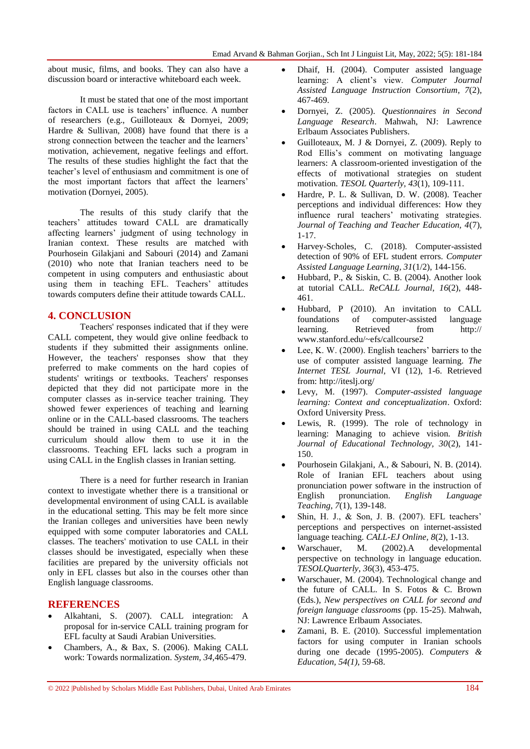about music, films, and books. They can also have a discussion board or interactive whiteboard each week.

It must be stated that one of the most important factors in CALL use is teachers' influence. A number of researchers (e.g., Guilloteaux & Dornyei, 2009; Hardre & Sullivan, 2008) have found that there is a strong connection between the teacher and the learners' motivation, achievement, negative feelings and effort. The results of these studies highlight the fact that the teacher's level of enthusiasm and commitment is one of the most important factors that affect the learners' motivation (Dornyei, 2005).

The results of this study clarify that the teachers' attitudes toward CALL are dramatically affecting learners' judgment of using technology in Iranian context. These results are matched with Pourhosein Gilakjani and Sabouri (2014) and Zamani (2010) who note that Iranian teachers need to be competent in using computers and enthusiastic about using them in teaching EFL. Teachers' attitudes towards computers define their attitude towards CALL.

## 4. CONCLUSION

Teachers' responses indicated that if they were CALL competent, they would give online feedback to students if they submitted their assignments online. However, the teachers' responses show that they preferred to make comments on the hard copies of students' writings or textbooks. Teachers' responses depicted that they did not participate more in the computer classes as in-service teacher training. They showed fewer experiences of teaching and learning online or in the CALL-based classrooms. The teachers should be trained in using CALL and the teaching curriculum should allow them to use it in the classrooms. Teaching EFL lacks such a program in using CALL in the English classes in Iranian setting.

There is a need for further research in Iranian context to investigate whether there is a transitional or developmental environment of using CALL is available in the educational setting. This may be felt more since the Iranian colleges and universities have been newly equipped with some computer laboratories and CALL classes. The teachers' motivation to use CALL in their classes should be investigated, especially when these facilities are prepared by the university officials not only in EFL classes but also in the courses other than English language classrooms.

## REFERENCES

- Alkahtani, S. (2007). CALL integration: A proposal for in-service CALL training program for EFL faculty at Saudi Arabian Universities.
- Chambers, A., & Bax, S. (2006). Making CALL work: Towards normalization. *System, 34,*465-479.
- Dhaif, H. (2004). Computer assisted language learning: A client's view. *Computer Journal Assisted Language Instruction Consortium*, *7*(2), 467-469.
- Dornyei, Z. (2005). *Questionnaires in Second Language Research*. Mahwah, NJ: Lawrence Erlbaum Associates Publishers.
- Guilloteaux, M. J & Dornyei, Z. (2009). Reply to Rod Ellis's comment on motivating language learners: A classroom-oriented investigation of the effects of motivational strategies on student motivation. *TESOL Quarterly, 43*(1), 109-111.
- Hardre, P. L. & Sullivan, D. W. (2008). Teacher perceptions and individual differences: How they influence rural teachers' motivating strategies. *Journal of Teaching and Teacher Education, 4*(7), 1-17.
- Harvey-Scholes, C. (2018). Computer-assisted detection of 90% of EFL student errors. *Computer Assisted Language Learning, 31*(1/2), 144-156.
- Hubbard, P., & Siskin, C. B. (2004). Another look at tutorial CALL. *ReCALL Journal, 16*(2), 448-461.
- Hubbard, P (2010). An invitation to CALL foundations of computer-assisted language learning. Retrieved from http:// www.stanford.edu/~efs/callcourse2
- Lee, K. W. (2000). English teachers' barriers to the use of computer assisted language learning. *The Internet TESL Journal,* VI (12), 1-6. Retrieved from: http://iteslj.org/
- Levy, M. (1997). *Computer-assisted language learning: Context and conceptualization*. Oxford: Oxford University Press.
- Lewis, R. (1999). The role of technology in learning: Managing to achieve vision. *British Journal of Educational Technology, 30*(2), 141-150.
- Pourhosein Gilakjani, A., & Sabouri, N. B. (2014). Role of Iranian EFL teachers about using pronunciation power software in the instruction of English pronunciation. *English Language Teaching, 7*(1), 139-148.
- Shin, H. J., & Son, J. B. (2007). EFL teachers' perceptions and perspectives on internet-assisted language teaching. *CALL-EJ Online, 8*(2), 1-13.
- Warschauer, M. (2002).A developmental perspective on technology in language education. *TESOLQuarterly*, *36*(3), 453-475.
- Warschauer, M. (2004). Technological change and the future of CALL. In S. Fotos & C. Brown (Eds.), *New perspectives on CALL for second and foreign language classrooms* (pp. 15-25). Mahwah, NJ: Lawrence Erlbaum Associates.
- Zamani, B. E. (2010). Successful implementation factors for using computer in Iranian schools during one decade (1995-2005). *Computers & Education, 54(1),* 59-68.